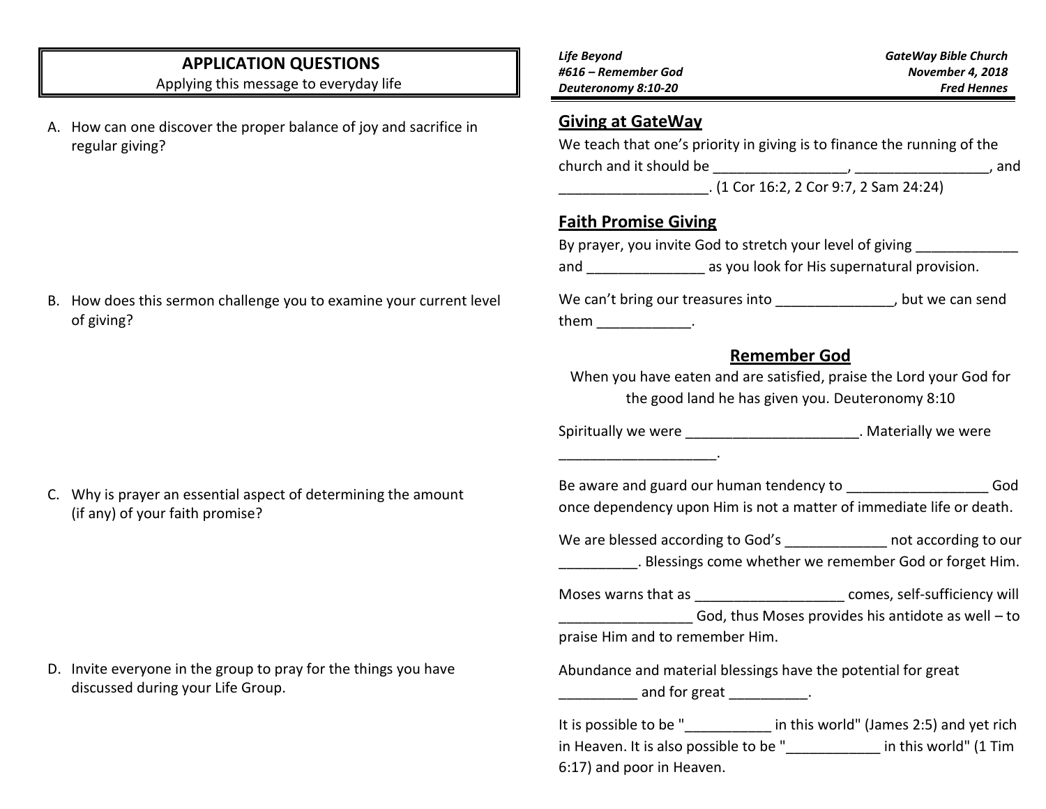## APPLICATION QUESTIONS

Applying this message to everyday life

A. How can one discover the proper balance of joy and sacrifice in regular giving?

B. How does this sermon challenge you to examine your current level of giving?

C. Why is prayer an essential aspect of determining the amount (if any) of your faith promise?

D. Invite everyone in the group to pray for the things you have discussed during your Life Group.

*Life Beyond*
*#616 – Remember God*
*Deuteronomy 8:10-20*

*GateWay Bible Church*
*November 4, 2018*
*Fred Hennes*

## Giving at GateWay

We teach that one's priority in giving is to finance the running of the church and it should be _________________, _________________, and ___________________. (1 Cor 16:2, 2 Cor 9:7, 2 Sam 24:24)

## Faith Promise Giving

By prayer, you invite God to stretch your level of giving _____________ and _______________ as you look for His supernatural provision.

We can't bring our treasures into _______________, but we can send them ____________.

## Remember God

When you have eaten and are satisfied, praise the Lord your God for the good land he has given you. Deuteronomy 8:10

Spiritually we were ______________________. Materially we were ____________________.

Be aware and guard our human tendency to __________________ God once dependency upon Him is not a matter of immediate life or death.

We are blessed according to God's _____________ not according to our __________. Blessings come whether we remember God or forget Him.

Moses warns that as ___________________ comes, self-sufficiency will _________________ God, thus Moses provides his antidote as well – to praise Him and to remember Him.

Abundance and material blessings have the potential for great __________ and for great __________.

It is possible to be "___________ in this world" (James 2:5) and yet rich in Heaven. It is also possible to be "____________ in this world" (1 Tim 6:17) and poor in Heaven.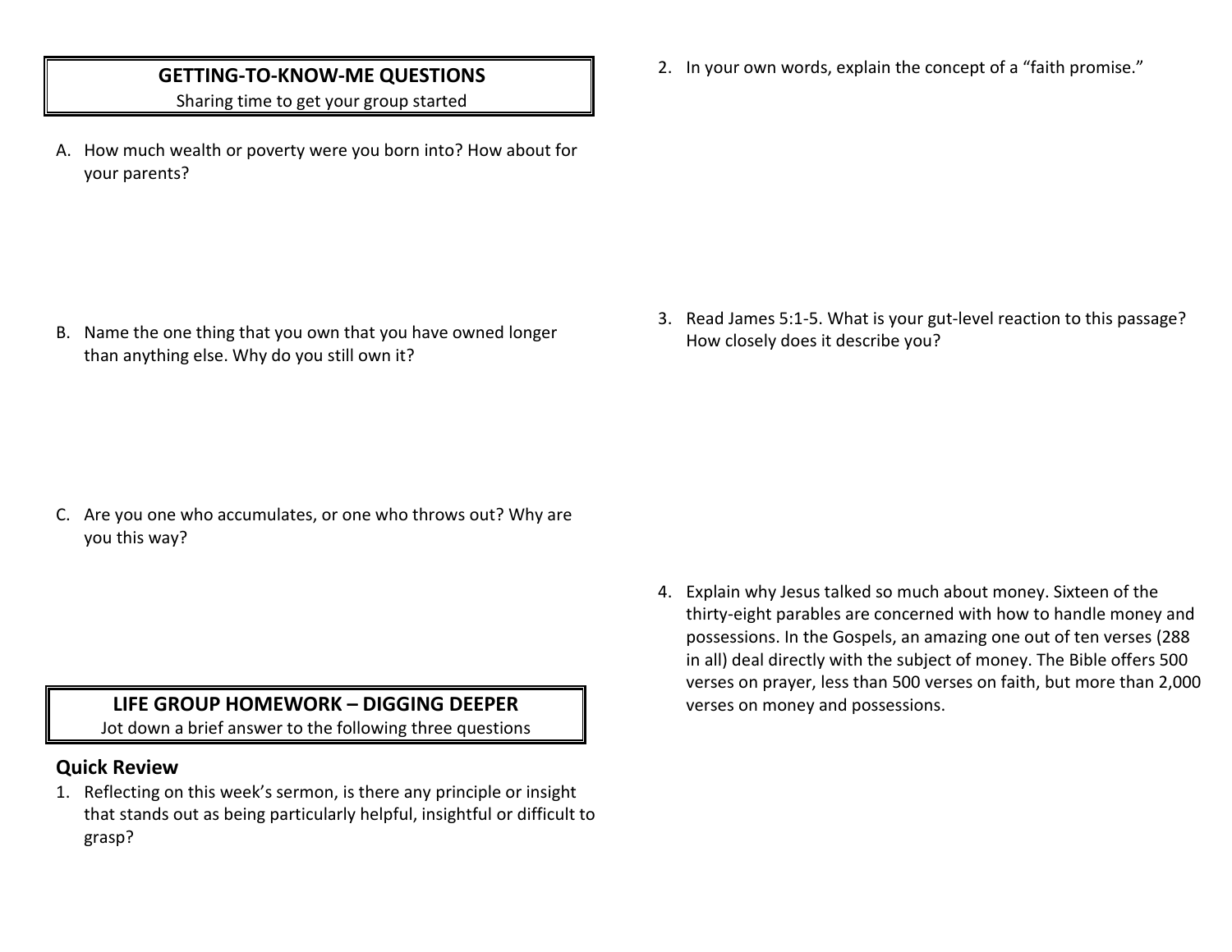## GETTING-TO-KNOW-ME QUESTIONS

Sharing time to get your group started

A. How much wealth or poverty were you born into? How about for your parents?

B. Name the one thing that you own that you have owned longer than anything else. Why do you still own it?

C. Are you one who accumulates, or one who throws out? Why are you this way?

## LIFE GROUP HOMEWORK – DIGGING DEEPER

Jot down a brief answer to the following three questions

### Quick Review

1. Reflecting on this week's sermon, is there any principle or insight that stands out as being particularly helpful, insightful or difficult to grasp?

2. In your own words, explain the concept of a "faith promise."

3. Read James 5:1-5. What is your gut-level reaction to this passage? How closely does it describe you?

4. Explain why Jesus talked so much about money. Sixteen of the thirty-eight parables are concerned with how to handle money and possessions. In the Gospels, an amazing one out of ten verses (288 in all) deal directly with the subject of money. The Bible offers 500 verses on prayer, less than 500 verses on faith, but more than 2,000 verses on money and possessions.